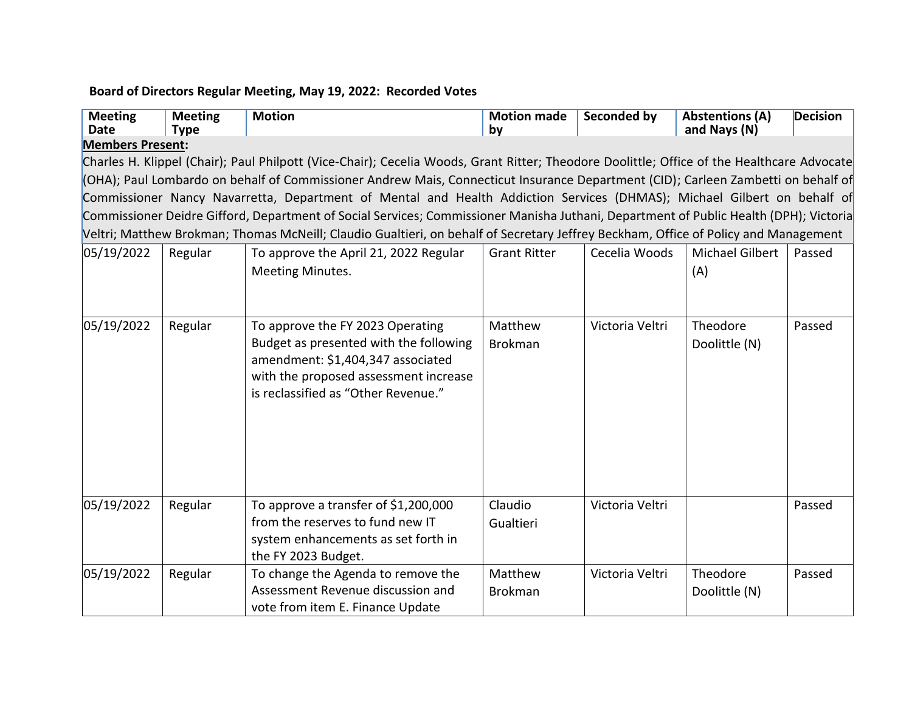**Board of Directors Regular Meeting, May 19, 2022: Recorded Votes**

| Meeting Date | Meeting Type | Motion | Motion made by | Seconded by | Abstentions (A) and Nays (N) | Decision |
|---|---|---|---|---|---|---|
| **Members Present**: Charles H. Klippel (Chair); Paul Philpott (Vice-Chair); Cecelia Woods, Grant Ritter; Theodore Doolittle; Office of the Healthcare Advocate (OHA); Paul Lombardo on behalf of Commissioner Andrew Mais, Connecticut Insurance Department (CID); Carleen Zambetti on behalf of Commissioner Nancy Navarretta, Department of Mental and Health Addiction Services (DHMAS); Michael Gilbert on behalf of Commissioner Deidre Gifford, Department of Social Services; Commissioner Manisha Juthani, Department of Public Health (DPH); Victoria Veltri; Matthew Brokman; Thomas McNeill; Claudio Gualtieri, on behalf of Secretary Jeffrey Beckham, Office of Policy and Management | | | | | | |
| 05/19/2022 | Regular | To approve the April 21, 2022 Regular Meeting Minutes. | Grant Ritter | Cecelia Woods | Michael Gilbert (A) | Passed |
| 05/19/2022 | Regular | To approve the FY 2023 Operating Budget as presented with the following amendment: $1,404,347 associated with the proposed assessment increase is reclassified as "Other Revenue." | Matthew Brokman | Victoria Veltri | Theodore Doolittle (N) | Passed |
| 05/19/2022 | Regular | To approve a transfer of $1,200,000 from the reserves to fund new IT system enhancements as set forth in the FY 2023 Budget. | Claudio Gualtieri | Victoria Veltri | | Passed |
| 05/19/2022 | Regular | To change the Agenda to remove the Assessment Revenue discussion and vote from item E. Finance Update | Matthew Brokman | Victoria Veltri | Theodore Doolittle (N) | Passed |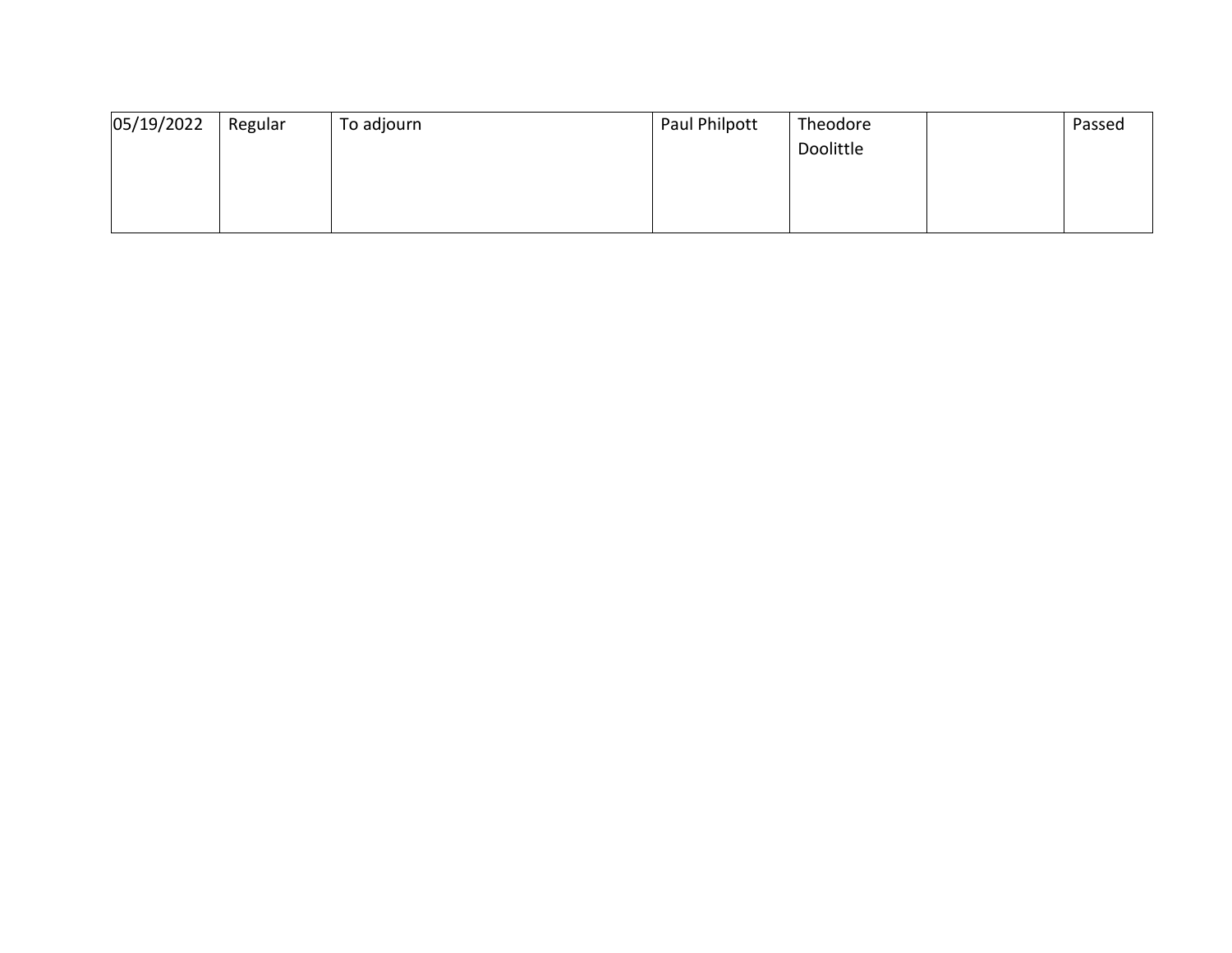| | | | | | | |
|---|---|---|---|---|---|---|
| 05/19/2022 | Regular | To adjourn | Paul Philpott | Theodore Doolittle | | Passed |